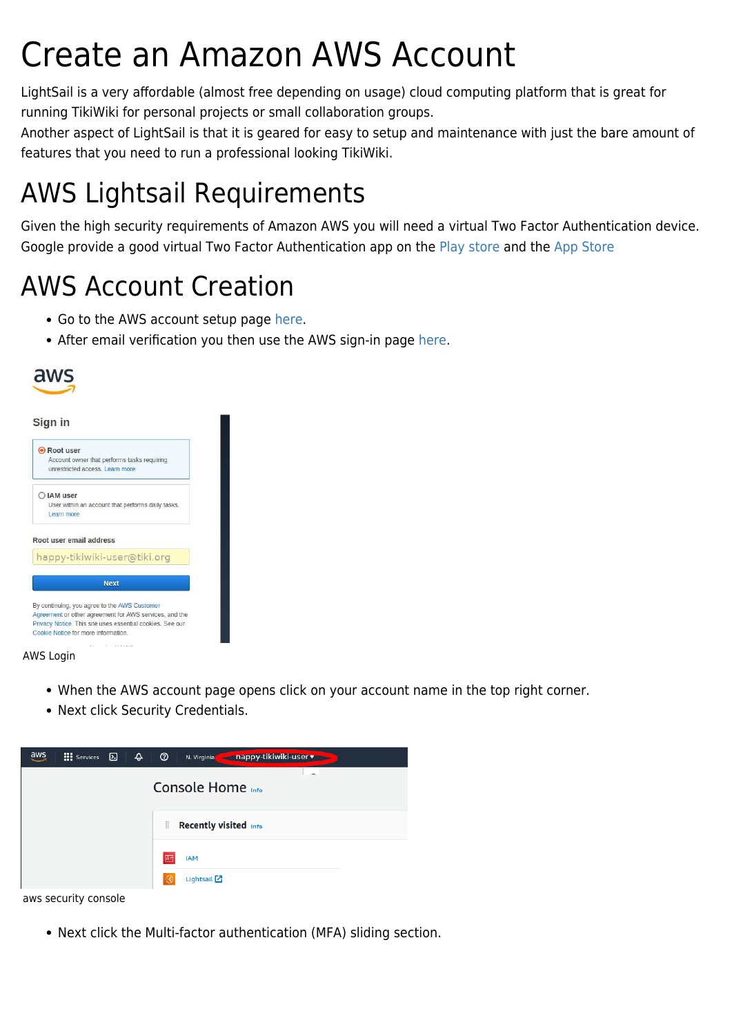# Create an Amazon AWS Account

LightSail is a very affordable (almost free depending on usage) cloud computing platform that is great for running TikiWiki for personal projects or small collaboration groups.
Another aspect of LightSail is that it is geared for easy to setup and maintenance with just the bare amount of features that you need to run a professional looking TikiWiki.

## AWS Lightsail Requirements

Given the high security requirements of Amazon AWS you will need a virtual Two Factor Authentication device. Google provide a good virtual Two Factor Authentication app on the Play store and the App Store

## AWS Account Creation

- Go to the AWS account setup page here.
- After email verification you then use the AWS sign-in page here.

AWS Login

- When the AWS account page opens click on your account name in the top right corner.
- Next click Security Credentials.

aws security console

- Next click the Multi-factor authentication (MFA) sliding section.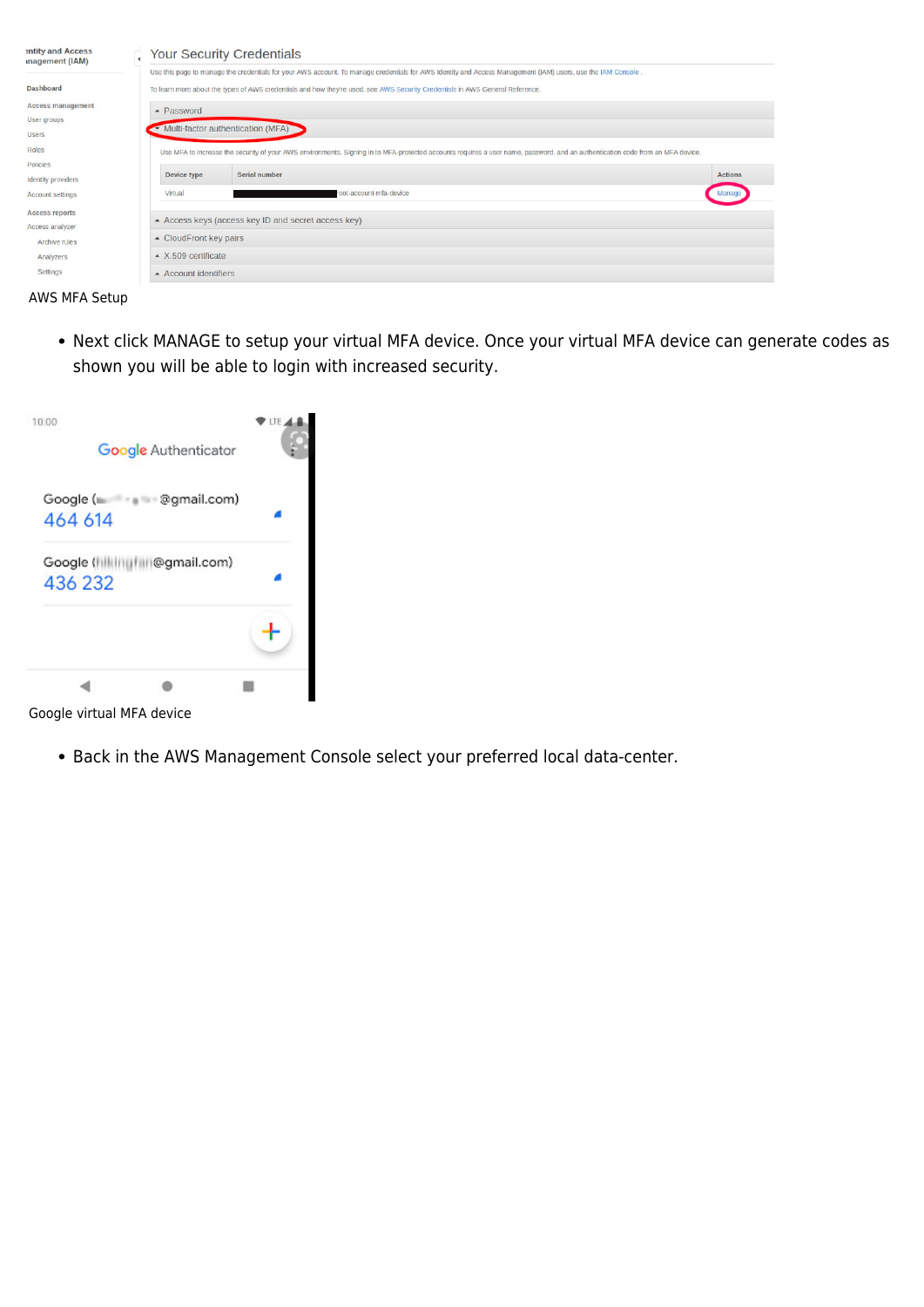AWS MFA Setup

- Next click MANAGE to setup your virtual MFA device. Once your virtual MFA device can generate codes as shown you will be able to login with increased security.

Google virtual MFA device

- Back in the AWS Management Console select your preferred local data-center.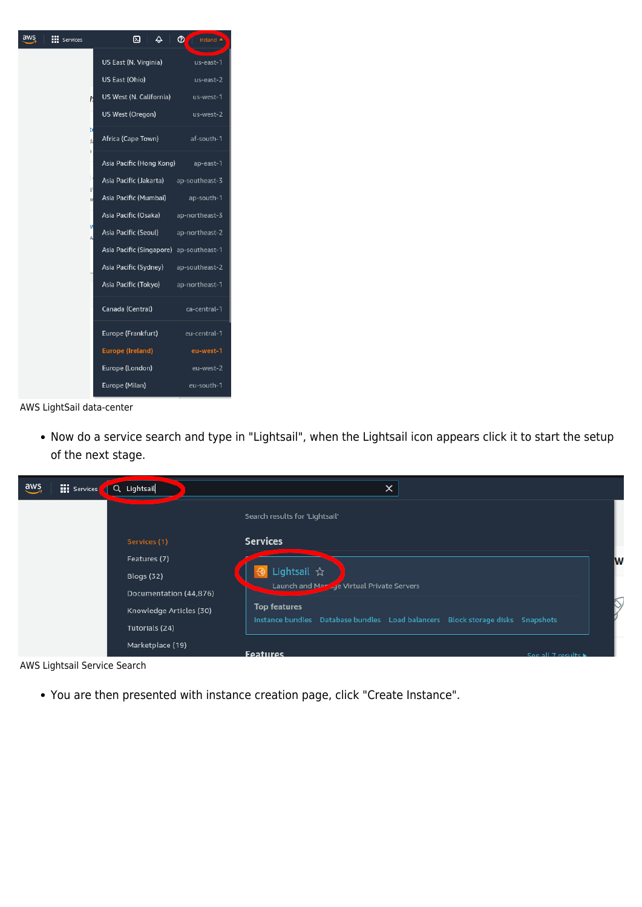AWS LightSail data-center

- Now do a service search and type in "Lightsail", when the Lightsail icon appears click it to start the setup of the next stage.

AWS Lightsail Service Search

- You are then presented with instance creation page, click "Create Instance".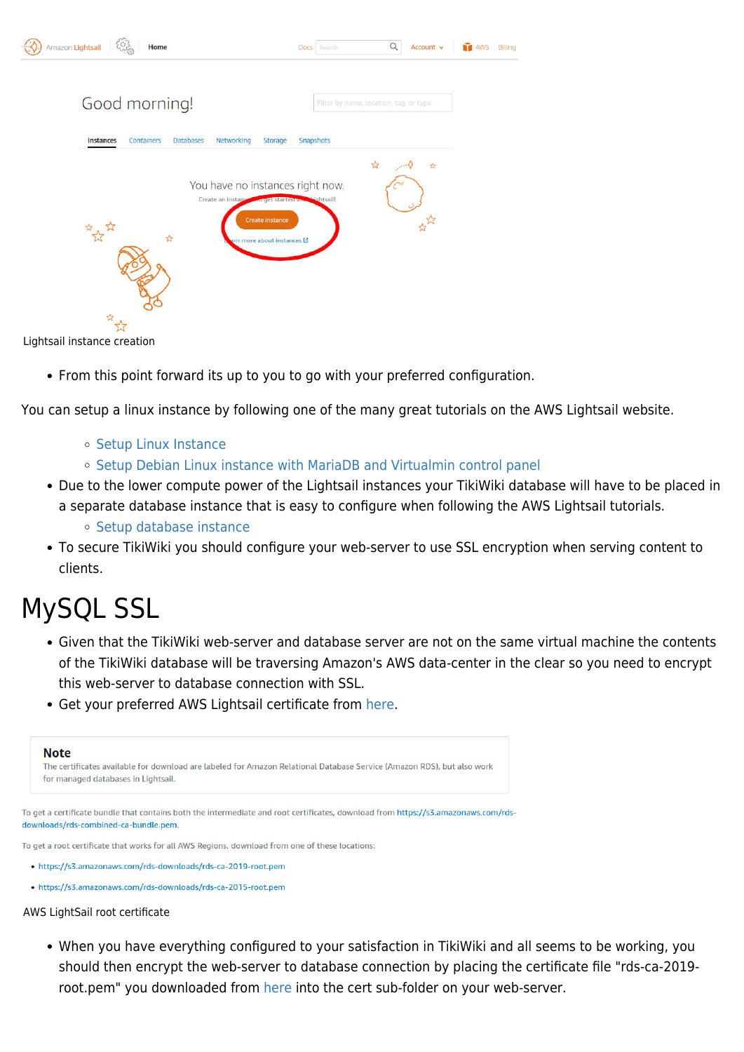Lightsail instance creation

- From this point forward its up to you to go with your preferred configuration.

You can setup a linux instance by following one of the many great tutorials on the AWS Lightsail website.

  - Setup Linux Instance
  - Setup Debian Linux instance with MariaDB and Virtualmin control panel
- Due to the lower compute power of the Lightsail instances your TikiWiki database will have to be placed in a separate database instance that is easy to configure when following the AWS Lightsail tutorials.
  - Setup database instance
- To secure TikiWiki you should configure your web-server to use SSL encryption when serving content to clients.

# MySQL SSL

- Given that the TikiWiki web-server and database server are not on the same virtual machine the contents of the TikiWiki database will be traversing Amazon's AWS data-center in the clear so you need to encrypt this web-server to database connection with SSL.
- Get your preferred AWS Lightsail certificate from here.

**Note**

The certificates available for download are labeled for Amazon Relational Database Service (Amazon RDS), but also work for managed databases in Lightsail.

To get a certificate bundle that contains both the intermediate and root certificates, download from https://s3.amazonaws.com/rds-downloads/rds-combined-ca-bundle.pem.

To get a root certificate that works for all AWS Regions, download from one of these locations:

- https://s3.amazonaws.com/rds-downloads/rds-ca-2019-root.pem
- https://s3.amazonaws.com/rds-downloads/rds-ca-2015-root.pem

AWS LightSail root certificate

- When you have everything configured to your satisfaction in TikiWiki and all seems to be working, you should then encrypt the web-server to database connection by placing the certificate file "rds-ca-2019-root.pem" you downloaded from here into the cert sub-folder on your web-server.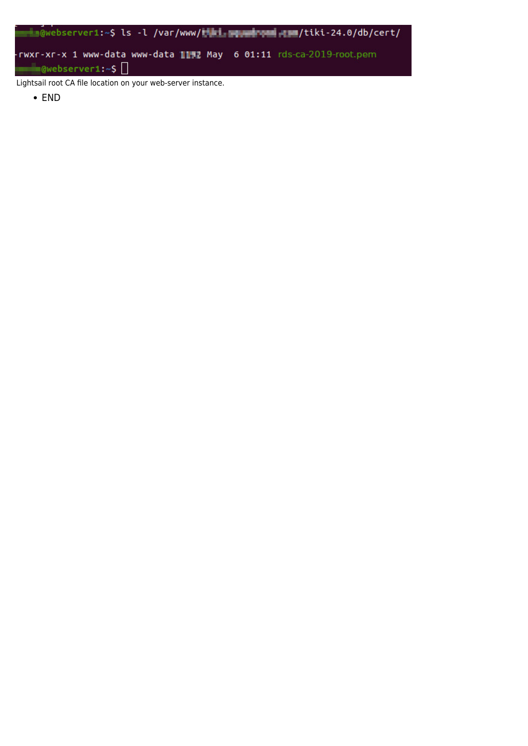```
@webserver1:~$ ls -l /var/www/        /tiki-24.0/db/cert/

-rwxr-xr-x 1 www-data www-data      May  6 01:11 rds-ca-2019-root.pem
@webserver1:~$ 
```

Lightsail root CA file location on your web-server instance.

- END